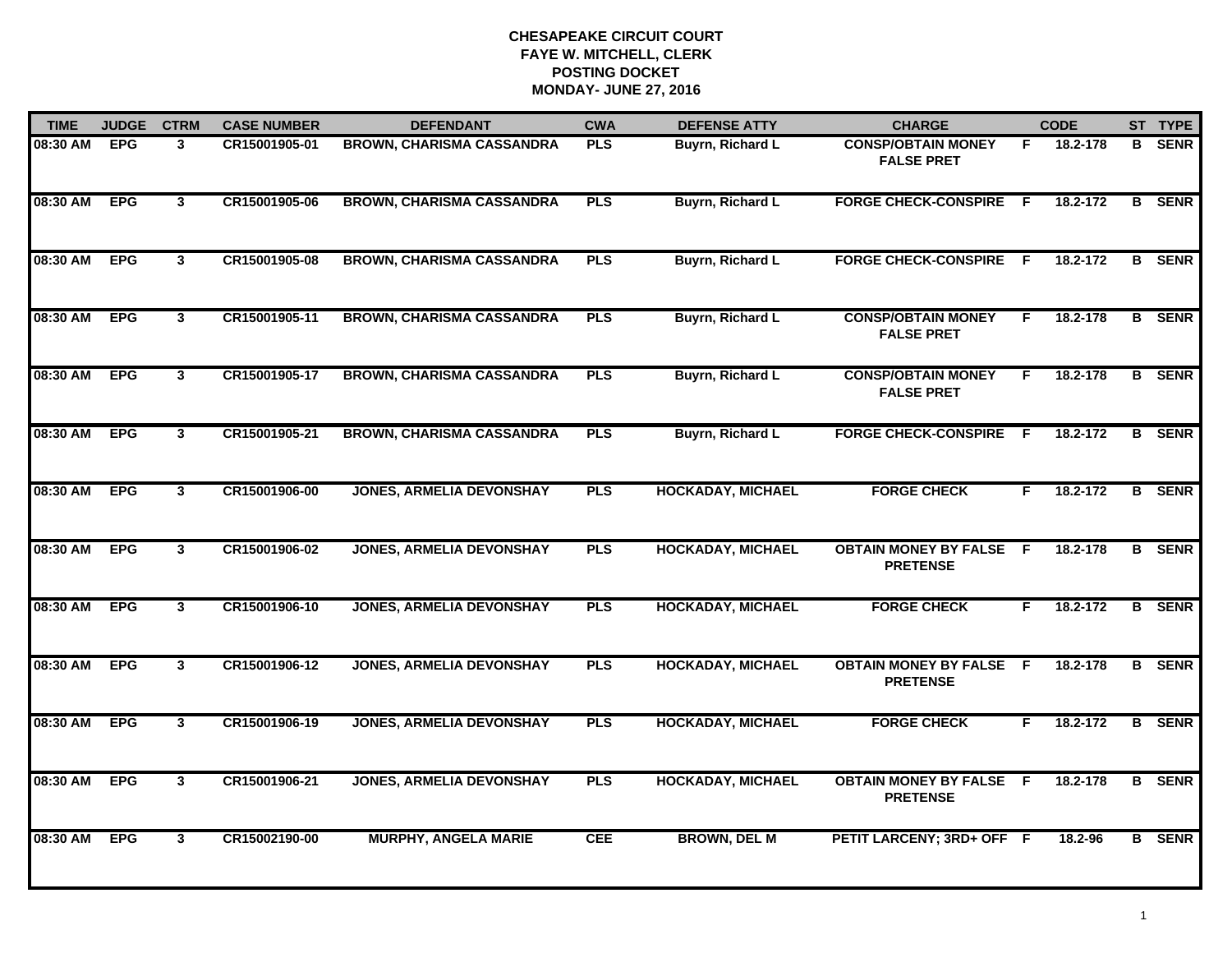# CHESAPEAKE CIRCUIT COURT
## FAYE W. MITCHELL, CLERK
## POSTING DOCKET
## MONDAY- JUNE 27, 2016

| TIME | JUDGE | CTRM | CASE NUMBER | DEFENDANT | CWA | DEFENSE ATTY | CHARGE | | CODE | ST | TYPE |
|---|---|---|---|---|---|---|---|---|---|---|---|
| 08:30 AM | EPG | 3 | CR15001905-01 | BROWN, CHARISMA CASSANDRA | PLS | Buyrn, Richard L | CONSP/OBTAIN MONEY FALSE PRET | F | 18.2-178 | B | SENR |
| 08:30 AM | EPG | 3 | CR15001905-06 | BROWN, CHARISMA CASSANDRA | PLS | Buyrn, Richard L | FORGE CHECK-CONSPIRE | F | 18.2-172 | B | SENR |
| 08:30 AM | EPG | 3 | CR15001905-08 | BROWN, CHARISMA CASSANDRA | PLS | Buyrn, Richard L | FORGE CHECK-CONSPIRE | F | 18.2-172 | B | SENR |
| 08:30 AM | EPG | 3 | CR15001905-11 | BROWN, CHARISMA CASSANDRA | PLS | Buyrn, Richard L | CONSP/OBTAIN MONEY FALSE PRET | F | 18.2-178 | B | SENR |
| 08:30 AM | EPG | 3 | CR15001905-17 | BROWN, CHARISMA CASSANDRA | PLS | Buyrn, Richard L | CONSP/OBTAIN MONEY FALSE PRET | F | 18.2-178 | B | SENR |
| 08:30 AM | EPG | 3 | CR15001905-21 | BROWN, CHARISMA CASSANDRA | PLS | Buyrn, Richard L | FORGE CHECK-CONSPIRE | F | 18.2-172 | B | SENR |
| 08:30 AM | EPG | 3 | CR15001906-00 | JONES, ARMELIA DEVONSHAY | PLS | HOCKADAY, MICHAEL | FORGE CHECK | F | 18.2-172 | B | SENR |
| 08:30 AM | EPG | 3 | CR15001906-02 | JONES, ARMELIA DEVONSHAY | PLS | HOCKADAY, MICHAEL | OBTAIN MONEY BY FALSE PRETENSE | F | 18.2-178 | B | SENR |
| 08:30 AM | EPG | 3 | CR15001906-10 | JONES, ARMELIA DEVONSHAY | PLS | HOCKADAY, MICHAEL | FORGE CHECK | F | 18.2-172 | B | SENR |
| 08:30 AM | EPG | 3 | CR15001906-12 | JONES, ARMELIA DEVONSHAY | PLS | HOCKADAY, MICHAEL | OBTAIN MONEY BY FALSE PRETENSE | F | 18.2-178 | B | SENR |
| 08:30 AM | EPG | 3 | CR15001906-19 | JONES, ARMELIA DEVONSHAY | PLS | HOCKADAY, MICHAEL | FORGE CHECK | F | 18.2-172 | B | SENR |
| 08:30 AM | EPG | 3 | CR15001906-21 | JONES, ARMELIA DEVONSHAY | PLS | HOCKADAY, MICHAEL | OBTAIN MONEY BY FALSE PRETENSE | F | 18.2-178 | B | SENR |
| 08:30 AM | EPG | 3 | CR15002190-00 | MURPHY, ANGELA MARIE | CEE | BROWN, DEL M | PETIT LARCENY; 3RD+ OFF | F | 18.2-96 | B | SENR |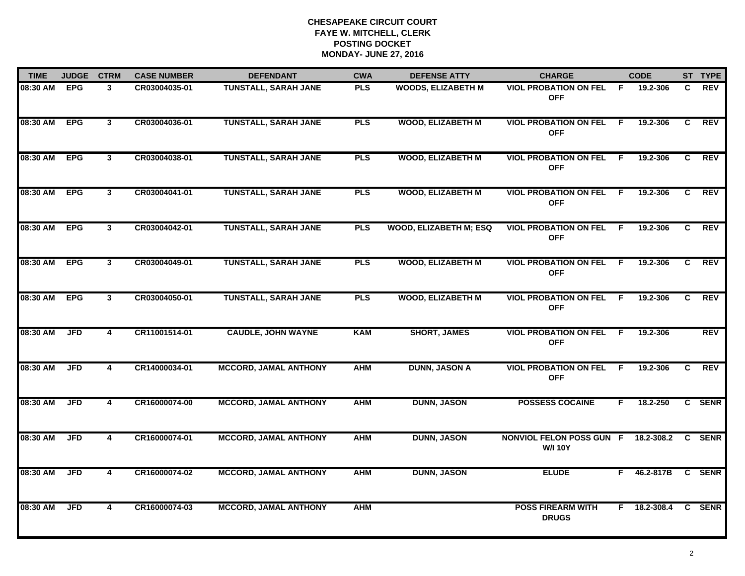**CHESAPEAKE CIRCUIT COURT**
**FAYE W. MITCHELL, CLERK**
**POSTING DOCKET**
**MONDAY- JUNE 27, 2016**

| TIME | JUDGE | CTRM | CASE NUMBER | DEFENDANT | CWA | DEFENSE ATTY | CHARGE | | CODE | ST | TYPE |
|---|---|---|---|---|---|---|---|---|---|---|---|
| 08:30 AM | EPG | 3 | CR03004035-01 | TUNSTALL, SARAH JANE | PLS | WOODS, ELIZABETH M | VIOL PROBATION ON FEL OFF | F | 19.2-306 | C | REV |
| 08:30 AM | EPG | 3 | CR03004036-01 | TUNSTALL, SARAH JANE | PLS | WOOD, ELIZABETH M | VIOL PROBATION ON FEL OFF | F | 19.2-306 | C | REV |
| 08:30 AM | EPG | 3 | CR03004038-01 | TUNSTALL, SARAH JANE | PLS | WOOD, ELIZABETH M | VIOL PROBATION ON FEL OFF | F | 19.2-306 | C | REV |
| 08:30 AM | EPG | 3 | CR03004041-01 | TUNSTALL, SARAH JANE | PLS | WOOD, ELIZABETH M | VIOL PROBATION ON FEL OFF | F | 19.2-306 | C | REV |
| 08:30 AM | EPG | 3 | CR03004042-01 | TUNSTALL, SARAH JANE | PLS | WOOD, ELIZABETH M; ESQ | VIOL PROBATION ON FEL OFF | F | 19.2-306 | C | REV |
| 08:30 AM | EPG | 3 | CR03004049-01 | TUNSTALL, SARAH JANE | PLS | WOOD, ELIZABETH M | VIOL PROBATION ON FEL OFF | F | 19.2-306 | C | REV |
| 08:30 AM | EPG | 3 | CR03004050-01 | TUNSTALL, SARAH JANE | PLS | WOOD, ELIZABETH M | VIOL PROBATION ON FEL OFF | F | 19.2-306 | C | REV |
| 08:30 AM | JFD | 4 | CR11001514-01 | CAUDLE, JOHN WAYNE | KAM | SHORT, JAMES | VIOL PROBATION ON FEL OFF | F | 19.2-306 | | REV |
| 08:30 AM | JFD | 4 | CR14000034-01 | MCCORD, JAMAL ANTHONY | AHM | DUNN, JASON A | VIOL PROBATION ON FEL OFF | F | 19.2-306 | C | REV |
| 08:30 AM | JFD | 4 | CR16000074-00 | MCCORD, JAMAL ANTHONY | AHM | DUNN, JASON | POSSESS COCAINE | F | 18.2-250 | C | SENR |
| 08:30 AM | JFD | 4 | CR16000074-01 | MCCORD, JAMAL ANTHONY | AHM | DUNN, JASON | NONVIOL FELON POSS GUN W/I 10Y | F | 18.2-308.2 | C | SENR |
| 08:30 AM | JFD | 4 | CR16000074-02 | MCCORD, JAMAL ANTHONY | AHM | DUNN, JASON | ELUDE | F | 46.2-817B | C | SENR |
| 08:30 AM | JFD | 4 | CR16000074-03 | MCCORD, JAMAL ANTHONY | AHM | | POSS FIREARM WITH DRUGS | F | 18.2-308.4 | C | SENR |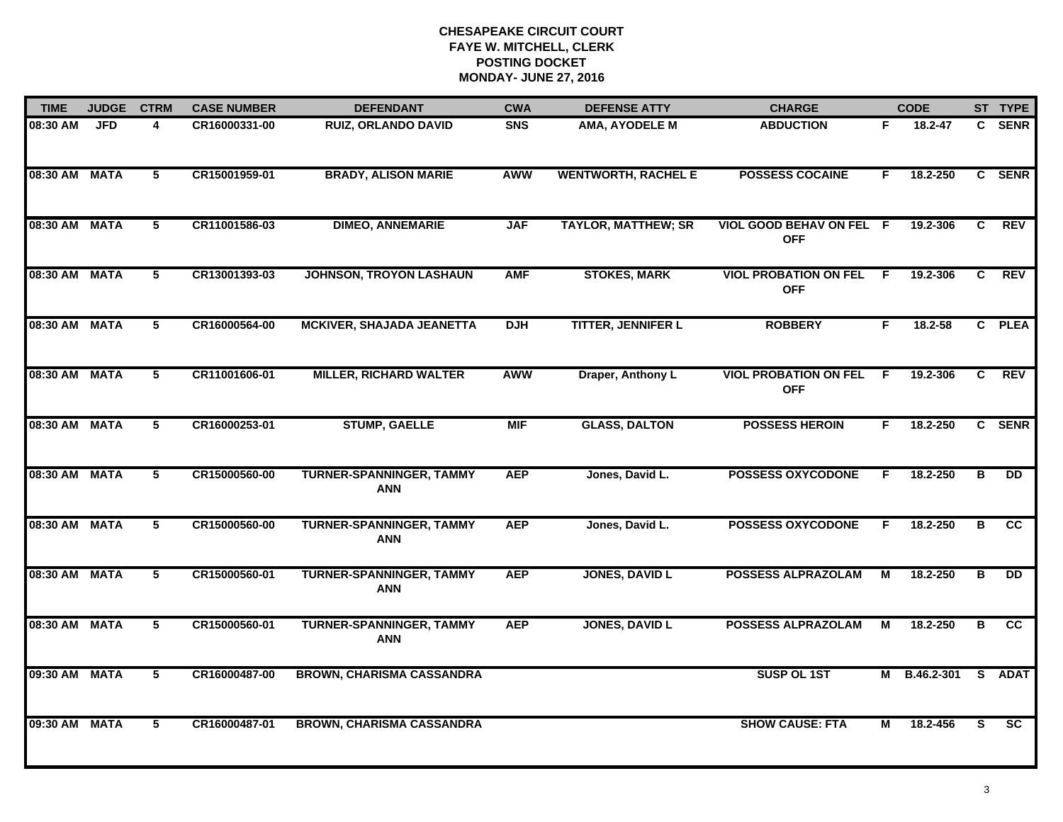**CHESAPEAKE CIRCUIT COURT**
**FAYE W. MITCHELL, CLERK**
**POSTING DOCKET**
**MONDAY- JUNE 27, 2016**

| TIME | JUDGE | CTRM | CASE NUMBER | DEFENDANT | CWA | DEFENSE ATTY | CHARGE | | CODE | ST | TYPE |
|---|---|---|---|---|---|---|---|---|---|---|---|
| 08:30 AM | JFD | 4 | CR16000331-00 | RUIZ, ORLANDO DAVID | SNS | AMA, AYODELE M | ABDUCTION | F | 18.2-47 | C | SENR |
| 08:30 AM | MATA | 5 | CR15001959-01 | BRADY, ALISON MARIE | AWW | WENTWORTH, RACHEL E | POSSESS COCAINE | F | 18.2-250 | C | SENR |
| 08:30 AM | MATA | 5 | CR11001586-03 | DIMEO, ANNEMARIE | JAF | TAYLOR, MATTHEW; SR | VIOL GOOD BEHAV ON FEL OFF | F | 19.2-306 | C | REV |
| 08:30 AM | MATA | 5 | CR13001393-03 | JOHNSON, TROYON LASHAUN | AMF | STOKES, MARK | VIOL PROBATION ON FEL OFF | F | 19.2-306 | C | REV |
| 08:30 AM | MATA | 5 | CR16000564-00 | MCKIVER, SHAJADA JEANETTA | DJH | TITTER, JENNIFER L | ROBBERY | F | 18.2-58 | C | PLEA |
| 08:30 AM | MATA | 5 | CR11001606-01 | MILLER, RICHARD WALTER | AWW | Draper, Anthony L | VIOL PROBATION ON FEL OFF | F | 19.2-306 | C | REV |
| 08:30 AM | MATA | 5 | CR16000253-01 | STUMP, GAELLE | MIF | GLASS, DALTON | POSSESS HEROIN | F | 18.2-250 | C | SENR |
| 08:30 AM | MATA | 5 | CR15000560-00 | TURNER-SPANNINGER, TAMMY ANN | AEP | Jones, David L. | POSSESS OXYCODONE | F | 18.2-250 | B | DD |
| 08:30 AM | MATA | 5 | CR15000560-00 | TURNER-SPANNINGER, TAMMY ANN | AEP | Jones, David L. | POSSESS OXYCODONE | F | 18.2-250 | B | CC |
| 08:30 AM | MATA | 5 | CR15000560-01 | TURNER-SPANNINGER, TAMMY ANN | AEP | JONES, DAVID L | POSSESS ALPRAZOLAM | M | 18.2-250 | B | DD |
| 08:30 AM | MATA | 5 | CR15000560-01 | TURNER-SPANNINGER, TAMMY ANN | AEP | JONES, DAVID L | POSSESS ALPRAZOLAM | M | 18.2-250 | B | CC |
| 09:30 AM | MATA | 5 | CR16000487-00 | BROWN, CHARISMA CASSANDRA | | | SUSP OL 1ST | M | B.46.2-301 | S | ADAT |
| 09:30 AM | MATA | 5 | CR16000487-01 | BROWN, CHARISMA CASSANDRA | | | SHOW CAUSE: FTA | M | 18.2-456 | S | SC |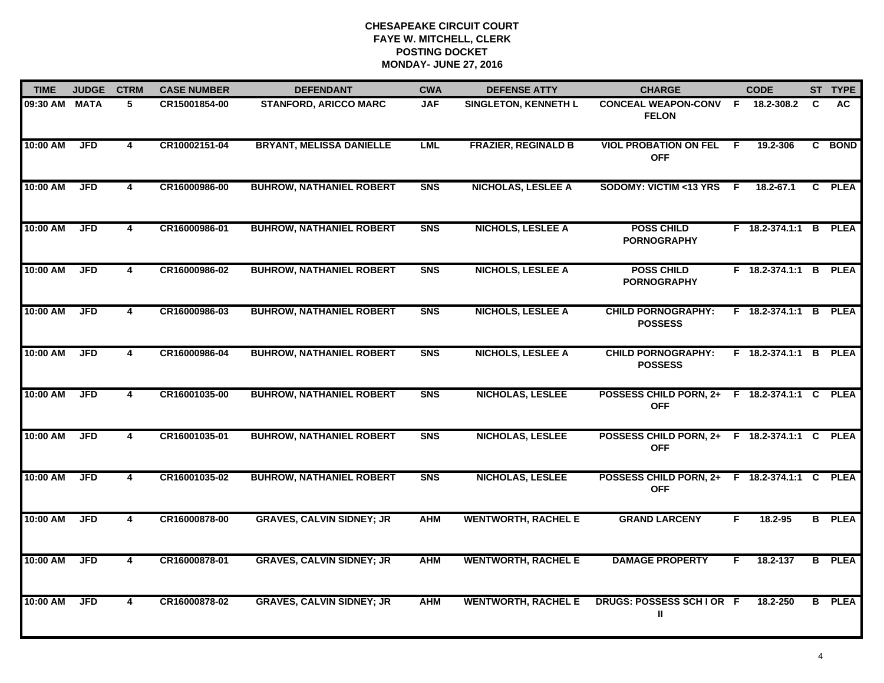# CHESAPEAKE CIRCUIT COURT
## FAYE W. MITCHELL, CLERK
## POSTING DOCKET
## MONDAY- JUNE 27, 2016

| TIME | JUDGE | CTRM | CASE NUMBER | DEFENDANT | CWA | DEFENSE ATTY | CHARGE | | CODE | ST | TYPE |
|---|---|---|---|---|---|---|---|---|---|---|---|
| 09:30 AM | MATA | 5 | CR15001854-00 | STANFORD, ARICCO MARC | JAF | SINGLETON, KENNETH L | CONCEAL WEAPON-CONV FELON | F | 18.2-308.2 | C | AC |
| 10:00 AM | JFD | 4 | CR10002151-04 | BRYANT, MELISSA DANIELLE | LML | FRAZIER, REGINALD B | VIOL PROBATION ON FEL OFF | F | 19.2-306 | C | BOND |
| 10:00 AM | JFD | 4 | CR16000986-00 | BUHROW, NATHANIEL ROBERT | SNS | NICHOLAS, LESLEE A | SODOMY: VICTIM <13 YRS | F | 18.2-67.1 | C | PLEA |
| 10:00 AM | JFD | 4 | CR16000986-01 | BUHROW, NATHANIEL ROBERT | SNS | NICHOLS, LESLEE A | POSS CHILD PORNOGRAPHY | F | 18.2-374.1:1 | B | PLEA |
| 10:00 AM | JFD | 4 | CR16000986-02 | BUHROW, NATHANIEL ROBERT | SNS | NICHOLS, LESLEE A | POSS CHILD PORNOGRAPHY | F | 18.2-374.1:1 | B | PLEA |
| 10:00 AM | JFD | 4 | CR16000986-03 | BUHROW, NATHANIEL ROBERT | SNS | NICHOLS, LESLEE A | CHILD PORNOGRAPHY: POSSESS | F | 18.2-374.1:1 | B | PLEA |
| 10:00 AM | JFD | 4 | CR16000986-04 | BUHROW, NATHANIEL ROBERT | SNS | NICHOLS, LESLEE A | CHILD PORNOGRAPHY: POSSESS | F | 18.2-374.1:1 | B | PLEA |
| 10:00 AM | JFD | 4 | CR16001035-00 | BUHROW, NATHANIEL ROBERT | SNS | NICHOLAS, LESLEE | POSSESS CHILD PORN, 2+ OFF | F | 18.2-374.1:1 | C | PLEA |
| 10:00 AM | JFD | 4 | CR16001035-01 | BUHROW, NATHANIEL ROBERT | SNS | NICHOLAS, LESLEE | POSSESS CHILD PORN, 2+ OFF | F | 18.2-374.1:1 | C | PLEA |
| 10:00 AM | JFD | 4 | CR16001035-02 | BUHROW, NATHANIEL ROBERT | SNS | NICHOLAS, LESLEE | POSSESS CHILD PORN, 2+ OFF | F | 18.2-374.1:1 | C | PLEA |
| 10:00 AM | JFD | 4 | CR16000878-00 | GRAVES, CALVIN SIDNEY; JR | AHM | WENTWORTH, RACHEL E | GRAND LARCENY | F | 18.2-95 | B | PLEA |
| 10:00 AM | JFD | 4 | CR16000878-01 | GRAVES, CALVIN SIDNEY; JR | AHM | WENTWORTH, RACHEL E | DAMAGE PROPERTY | F | 18.2-137 | B | PLEA |
| 10:00 AM | JFD | 4 | CR16000878-02 | GRAVES, CALVIN SIDNEY; JR | AHM | WENTWORTH, RACHEL E | DRUGS: POSSESS SCH I OR II | F | 18.2-250 | B | PLEA |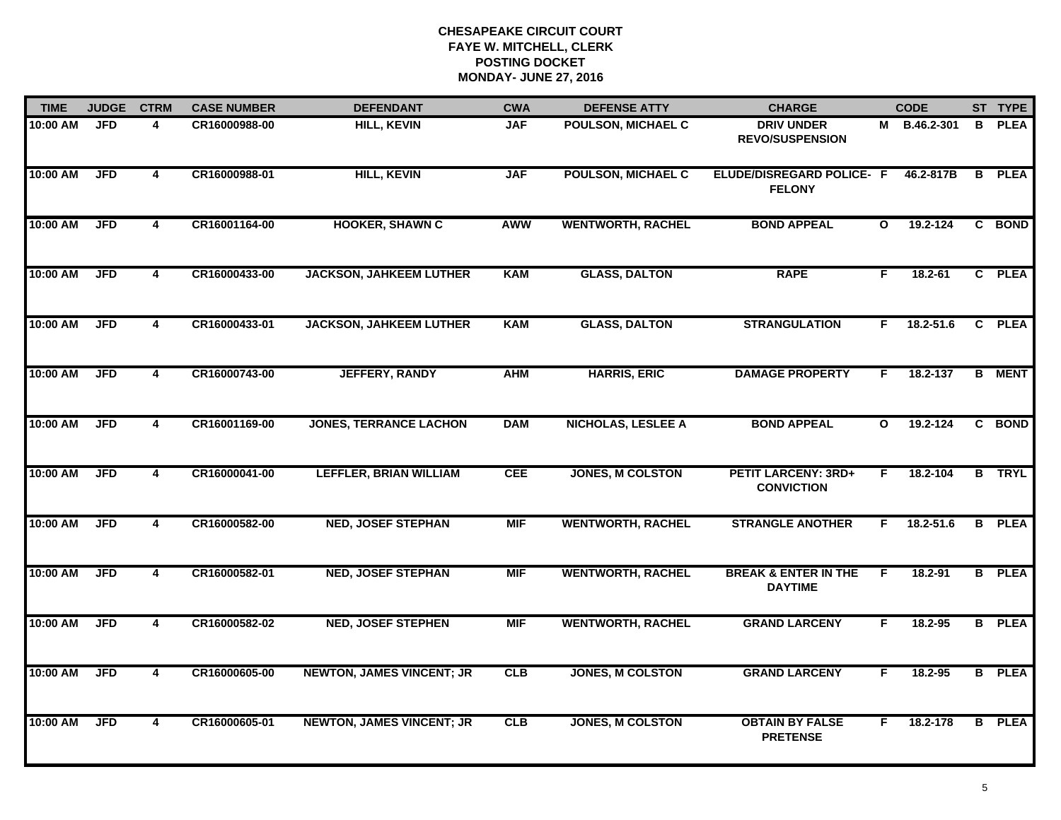**CHESAPEAKE CIRCUIT COURT**
**FAYE W. MITCHELL, CLERK**
**POSTING DOCKET**
**MONDAY- JUNE 27, 2016**

| TIME | JUDGE | CTRM | CASE NUMBER | DEFENDANT | CWA | DEFENSE ATTY | CHARGE | | CODE | ST | TYPE |
|---|---|---|---|---|---|---|---|---|---|---|---|
| 10:00 AM | JFD | 4 | CR16000988-00 | HILL, KEVIN | JAF | POULSON, MICHAEL C | DRIV UNDER REVO/SUSPENSION | M | B.46.2-301 | B | PLEA |
| 10:00 AM | JFD | 4 | CR16000988-01 | HILL, KEVIN | JAF | POULSON, MICHAEL C | ELUDE/DISREGARD POLICE- FELONY | F | 46.2-817B | B | PLEA |
| 10:00 AM | JFD | 4 | CR16001164-00 | HOOKER, SHAWN C | AWW | WENTWORTH, RACHEL | BOND APPEAL | O | 19.2-124 | C | BOND |
| 10:00 AM | JFD | 4 | CR16000433-00 | JACKSON, JAHKEEM LUTHER | KAM | GLASS, DALTON | RAPE | F | 18.2-61 | C | PLEA |
| 10:00 AM | JFD | 4 | CR16000433-01 | JACKSON, JAHKEEM LUTHER | KAM | GLASS, DALTON | STRANGULATION | F | 18.2-51.6 | C | PLEA |
| 10:00 AM | JFD | 4 | CR16000743-00 | JEFFERY, RANDY | AHM | HARRIS, ERIC | DAMAGE PROPERTY | F | 18.2-137 | B | MENT |
| 10:00 AM | JFD | 4 | CR16001169-00 | JONES, TERRANCE LACHON | DAM | NICHOLAS, LESLEE A | BOND APPEAL | O | 19.2-124 | C | BOND |
| 10:00 AM | JFD | 4 | CR16000041-00 | LEFFLER, BRIAN WILLIAM | CEE | JONES, M COLSTON | PETIT LARCENY: 3RD+ CONVICTION | F | 18.2-104 | B | TRYL |
| 10:00 AM | JFD | 4 | CR16000582-00 | NED, JOSEF STEPHAN | MIF | WENTWORTH, RACHEL | STRANGLE ANOTHER | F | 18.2-51.6 | B | PLEA |
| 10:00 AM | JFD | 4 | CR16000582-01 | NED, JOSEF STEPHAN | MIF | WENTWORTH, RACHEL | BREAK & ENTER IN THE DAYTIME | F | 18.2-91 | B | PLEA |
| 10:00 AM | JFD | 4 | CR16000582-02 | NED, JOSEF STEPHEN | MIF | WENTWORTH, RACHEL | GRAND LARCENY | F | 18.2-95 | B | PLEA |
| 10:00 AM | JFD | 4 | CR16000605-00 | NEWTON, JAMES VINCENT; JR | CLB | JONES, M COLSTON | GRAND LARCENY | F | 18.2-95 | B | PLEA |
| 10:00 AM | JFD | 4 | CR16000605-01 | NEWTON, JAMES VINCENT; JR | CLB | JONES, M COLSTON | OBTAIN BY FALSE PRETENSE | F | 18.2-178 | B | PLEA |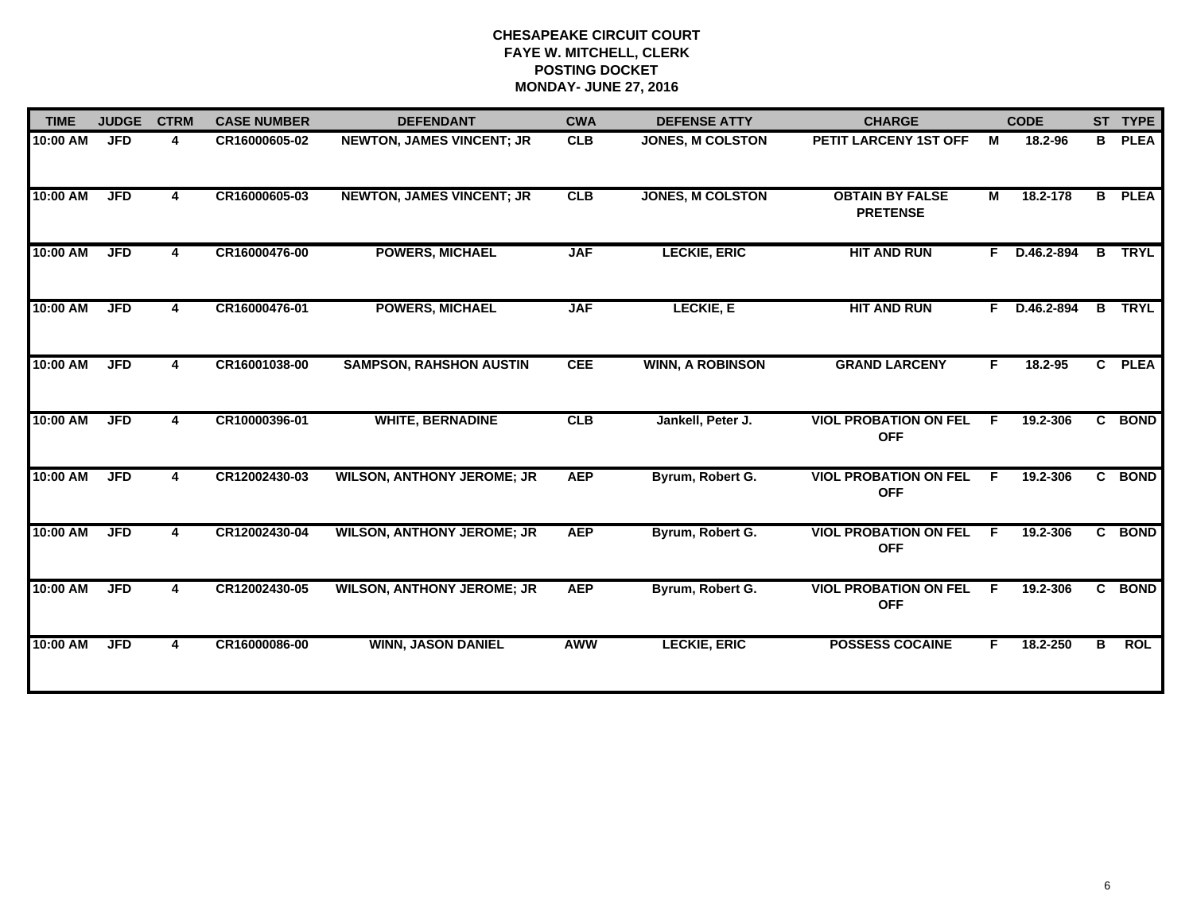**CHESAPEAKE CIRCUIT COURT**
**FAYE W. MITCHELL, CLERK**
**POSTING DOCKET**
**MONDAY- JUNE 27, 2016**

| TIME | JUDGE | CTRM | CASE NUMBER | DEFENDANT | CWA | DEFENSE ATTY | CHARGE | | CODE | ST | TYPE |
|---|---|---|---|---|---|---|---|---|---|---|---|
| 10:00 AM | JFD | 4 | CR16000605-02 | NEWTON, JAMES VINCENT; JR | CLB | JONES, M COLSTON | PETIT LARCENY 1ST OFF | M | 18.2-96 | B | PLEA |
| 10:00 AM | JFD | 4 | CR16000605-03 | NEWTON, JAMES VINCENT; JR | CLB | JONES, M COLSTON | OBTAIN BY FALSE PRETENSE | M | 18.2-178 | B | PLEA |
| 10:00 AM | JFD | 4 | CR16000476-00 | POWERS, MICHAEL | JAF | LECKIE, ERIC | HIT AND RUN | F | D.46.2-894 | B | TRYL |
| 10:00 AM | JFD | 4 | CR16000476-01 | POWERS, MICHAEL | JAF | LECKIE, E | HIT AND RUN | F | D.46.2-894 | B | TRYL |
| 10:00 AM | JFD | 4 | CR16001038-00 | SAMPSON, RAHSHON AUSTIN | CEE | WINN, A ROBINSON | GRAND LARCENY | F | 18.2-95 | C | PLEA |
| 10:00 AM | JFD | 4 | CR10000396-01 | WHITE, BERNADINE | CLB | Jankell, Peter J. | VIOL PROBATION ON FEL OFF | F | 19.2-306 | C | BOND |
| 10:00 AM | JFD | 4 | CR12002430-03 | WILSON, ANTHONY JEROME; JR | AEP | Byrum, Robert G. | VIOL PROBATION ON FEL OFF | F | 19.2-306 | C | BOND |
| 10:00 AM | JFD | 4 | CR12002430-04 | WILSON, ANTHONY JEROME; JR | AEP | Byrum, Robert G. | VIOL PROBATION ON FEL OFF | F | 19.2-306 | C | BOND |
| 10:00 AM | JFD | 4 | CR12002430-05 | WILSON, ANTHONY JEROME; JR | AEP | Byrum, Robert G. | VIOL PROBATION ON FEL OFF | F | 19.2-306 | C | BOND |
| 10:00 AM | JFD | 4 | CR16000086-00 | WINN, JASON DANIEL | AWW | LECKIE, ERIC | POSSESS COCAINE | F | 18.2-250 | B | ROL |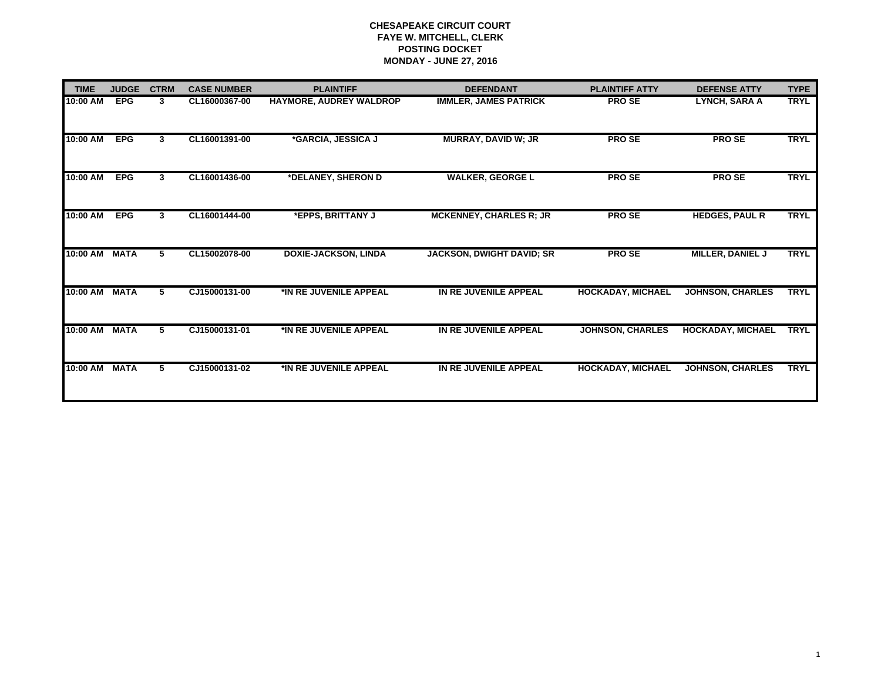**CHESAPEAKE CIRCUIT COURT**
**FAYE W. MITCHELL, CLERK**
**POSTING DOCKET**
**MONDAY - JUNE 27, 2016**

| TIME | JUDGE | CTRM | CASE NUMBER | PLAINTIFF | DEFENDANT | PLAINTIFF ATTY | DEFENSE ATTY | TYPE |
|---|---|---|---|---|---|---|---|---|
| 10:00 AM | EPG | 3 | CL16000367-00 | HAYMORE, AUDREY WALDROP | IMMLER, JAMES PATRICK | PRO SE | LYNCH, SARA A | TRYL |
| 10:00 AM | EPG | 3 | CL16001391-00 | *GARCIA, JESSICA J | MURRAY, DAVID W; JR | PRO SE | PRO SE | TRYL |
| 10:00 AM | EPG | 3 | CL16001436-00 | *DELANEY, SHERON D | WALKER, GEORGE L | PRO SE | PRO SE | TRYL |
| 10:00 AM | EPG | 3 | CL16001444-00 | *EPPS, BRITTANY J | MCKENNEY, CHARLES R; JR | PRO SE | HEDGES, PAUL R | TRYL |
| 10:00 AM | MATA | 5 | CL15002078-00 | DOXIE-JACKSON, LINDA | JACKSON, DWIGHT DAVID; SR | PRO SE | MILLER, DANIEL J | TRYL |
| 10:00 AM | MATA | 5 | CJ15000131-00 | *IN RE JUVENILE APPEAL | IN RE JUVENILE APPEAL | HOCKADAY, MICHAEL | JOHNSON, CHARLES | TRYL |
| 10:00 AM | MATA | 5 | CJ15000131-01 | *IN RE JUVENILE APPEAL | IN RE JUVENILE APPEAL | JOHNSON, CHARLES | HOCKADAY, MICHAEL | TRYL |
| 10:00 AM | MATA | 5 | CJ15000131-02 | *IN RE JUVENILE APPEAL | IN RE JUVENILE APPEAL | HOCKADAY, MICHAEL | JOHNSON, CHARLES | TRYL |